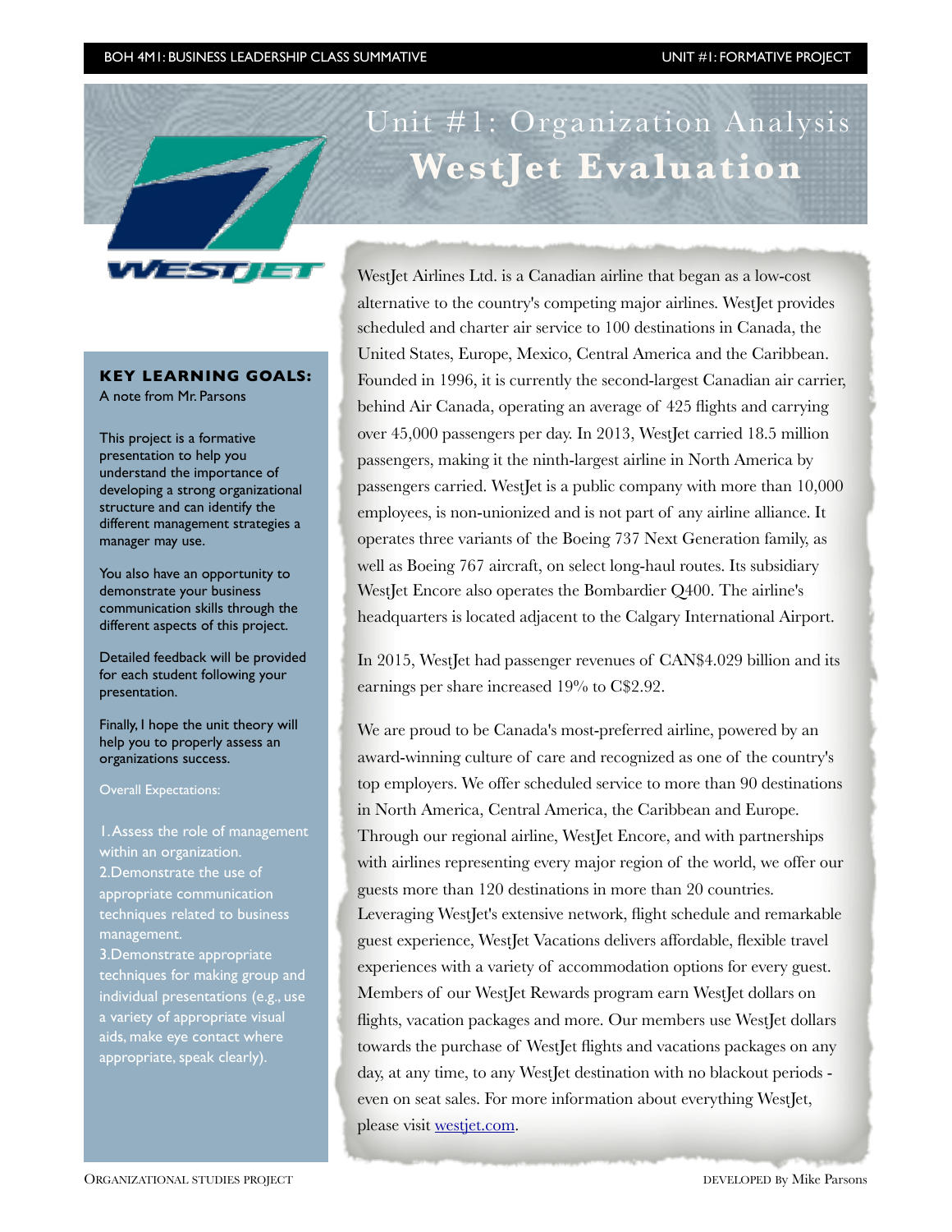# Unit #1: Organization Analysis
# WestJet Evaluation

**KEY LEARNING GOALS:**
A note from Mr. Parsons

This project is a formative presentation to help you understand the importance of developing a strong organizational structure and can identify the different management strategies a manager may use.

You also have an opportunity to demonstrate your business communication skills through the different aspects of this project.

Detailed feedback will be provided for each student following your presentation.

Finally, I hope the unit theory will help you to properly assess an organizations success.

Overall Expectations:

1. Assess the role of management within an organization.
2. Demonstrate the use of appropriate communication techniques related to business management.
3. Demonstrate appropriate techniques for making group and individual presentations (e.g., use a variety of appropriate visual aids, make eye contact where appropriate, speak clearly).

WestJet Airlines Ltd. is a Canadian airline that began as a low-cost alternative to the country's competing major airlines. WestJet provides scheduled and charter air service to 100 destinations in Canada, the United States, Europe, Mexico, Central America and the Caribbean. Founded in 1996, it is currently the second-largest Canadian air carrier, behind Air Canada, operating an average of 425 flights and carrying over 45,000 passengers per day. In 2013, WestJet carried 18.5 million passengers, making it the ninth-largest airline in North America by passengers carried. WestJet is a public company with more than 10,000 employees, is non-unionized and is not part of any airline alliance. It operates three variants of the Boeing 737 Next Generation family, as well as Boeing 767 aircraft, on select long-haul routes. Its subsidiary WestJet Encore also operates the Bombardier Q400. The airline's headquarters is located adjacent to the Calgary International Airport.

In 2015, WestJet had passenger revenues of CAN$4.029 billion and its earnings per share increased 19% to C$2.92.

We are proud to be Canada's most-preferred airline, powered by an award-winning culture of care and recognized as one of the country's top employers. We offer scheduled service to more than 90 destinations in North America, Central America, the Caribbean and Europe. Through our regional airline, WestJet Encore, and with partnerships with airlines representing every major region of the world, we offer our guests more than 120 destinations in more than 20 countries. Leveraging WestJet's extensive network, flight schedule and remarkable guest experience, WestJet Vacations delivers affordable, flexible travel experiences with a variety of accommodation options for every guest. Members of our WestJet Rewards program earn WestJet dollars on flights, vacation packages and more. Our members use WestJet dollars towards the purchase of WestJet flights and vacations packages on any day, at any time, to any WestJet destination with no blackout periods - even on seat sales. For more information about everything WestJet, please visit westjet.com.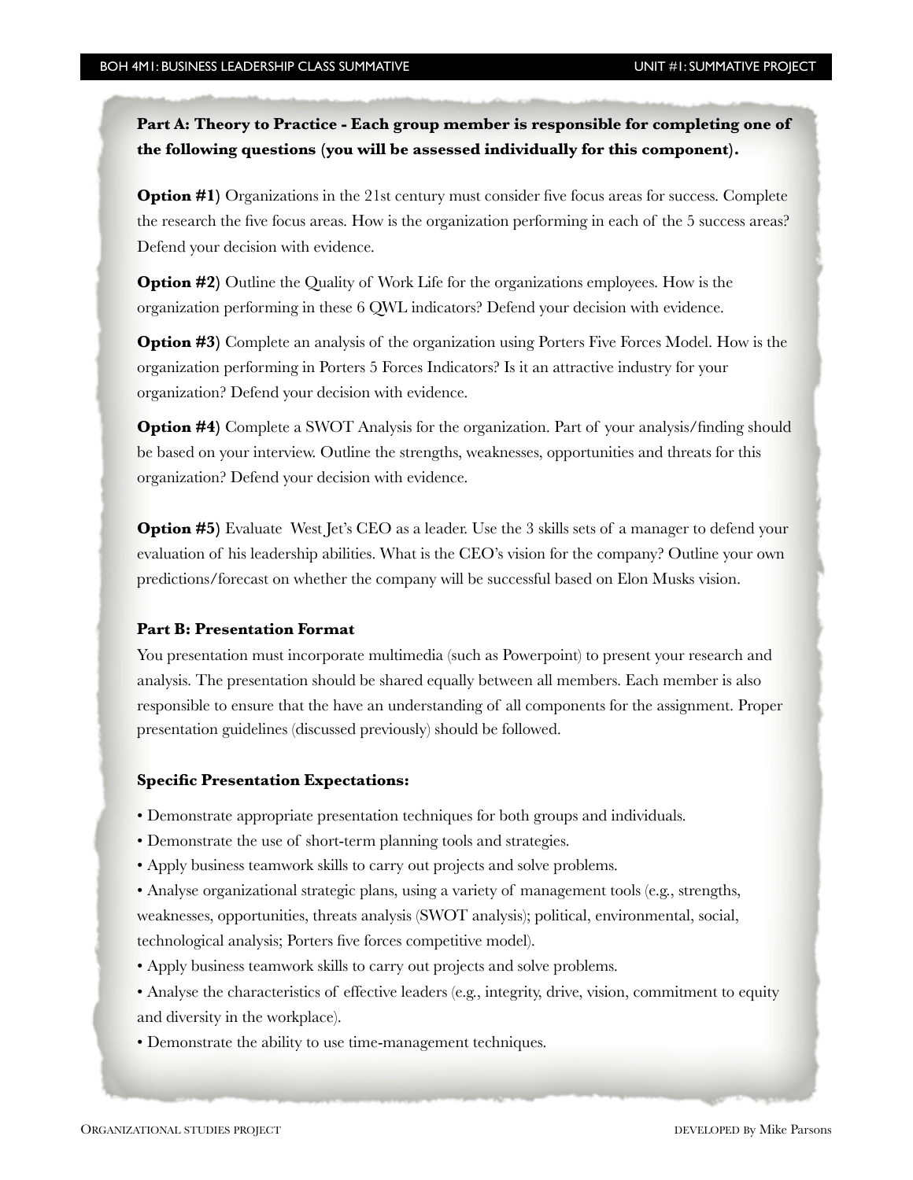**Part A: Theory to Practice - Each group member is responsible for completing one of the following questions (you will be assessed individually for this component).**

**Option #1)** Organizations in the 21st century must consider five focus areas for success. Complete the research the five focus areas. How is the organization performing in each of the 5 success areas? Defend your decision with evidence.

**Option #2)** Outline the Quality of Work Life for the organizations employees. How is the organization performing in these 6 QWL indicators? Defend your decision with evidence.

**Option #3)** Complete an analysis of the organization using Porters Five Forces Model. How is the organization performing in Porters 5 Forces Indicators? Is it an attractive industry for your organization? Defend your decision with evidence.

**Option #4)** Complete a SWOT Analysis for the organization. Part of your analysis/finding should be based on your interview. Outline the strengths, weaknesses, opportunities and threats for this organization? Defend your decision with evidence.

**Option #5)** Evaluate West Jet's CEO as a leader. Use the 3 skills sets of a manager to defend your evaluation of his leadership abilities. What is the CEO's vision for the company? Outline your own predictions/forecast on whether the company will be successful based on Elon Musks vision.

**Part B: Presentation Format**

You presentation must incorporate multimedia (such as Powerpoint) to present your research and analysis. The presentation should be shared equally between all members. Each member is also responsible to ensure that the have an understanding of all components for the assignment. Proper presentation guidelines (discussed previously) should be followed.

**Specific Presentation Expectations:**

- Demonstrate appropriate presentation techniques for both groups and individuals.
- Demonstrate the use of short-term planning tools and strategies.
- Apply business teamwork skills to carry out projects and solve problems.
- Analyse organizational strategic plans, using a variety of management tools (e.g., strengths, weaknesses, opportunities, threats analysis (SWOT analysis); political, environmental, social, technological analysis; Porters five forces competitive model).
- Apply business teamwork skills to carry out projects and solve problems.
- Analyse the characteristics of effective leaders (e.g., integrity, drive, vision, commitment to equity and diversity in the workplace).
- Demonstrate the ability to use time-management techniques.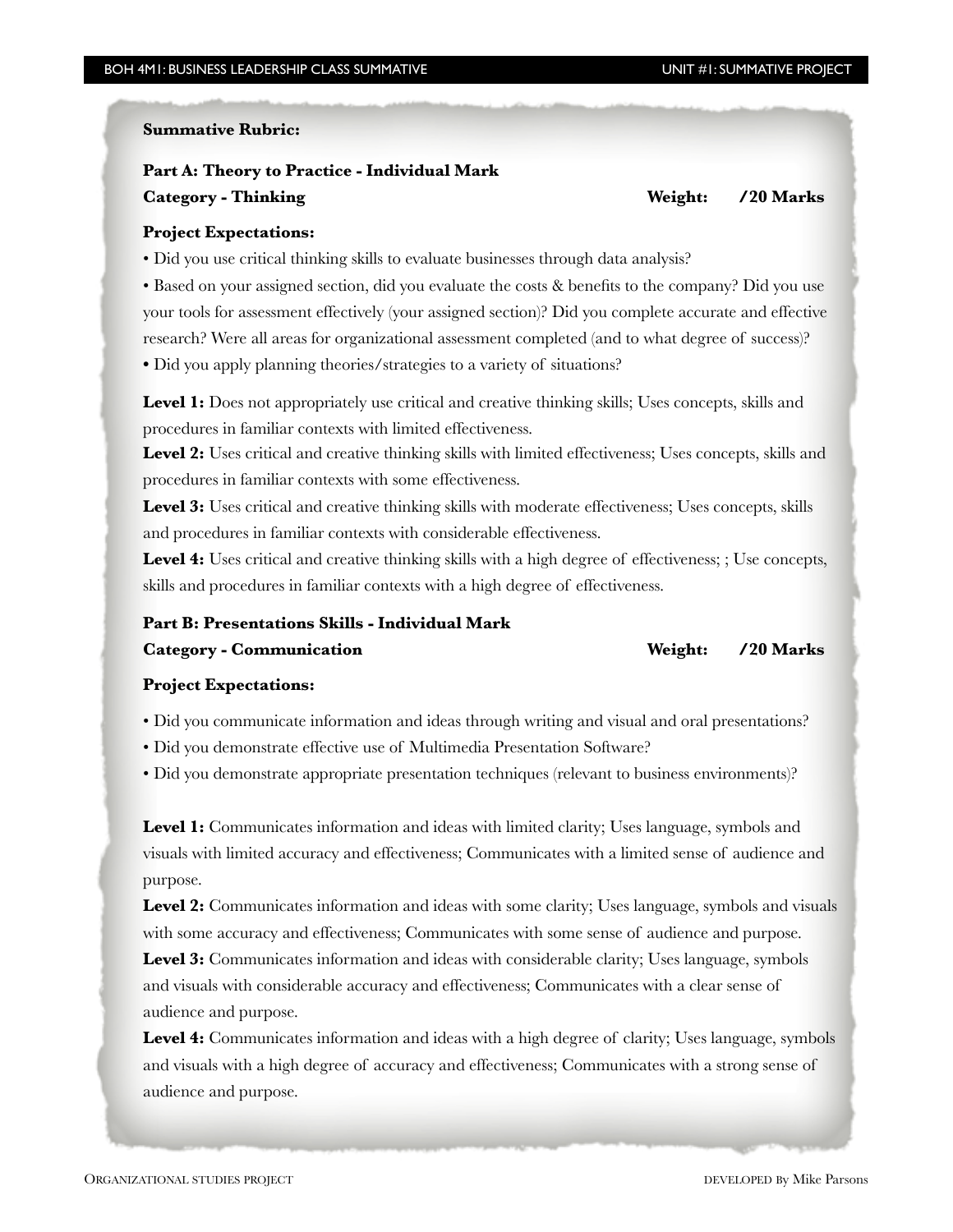**Summative Rubric:**

**Part A: Theory to Practice - Individual Mark**

**Category - Thinking** **Weight: /20 Marks**

**Project Expectations:**

• Did you use critical thinking skills to evaluate businesses through data analysis?

• Based on your assigned section, did you evaluate the costs & benefits to the company? Did you use your tools for assessment effectively (your assigned section)? Did you complete accurate and effective research? Were all areas for organizational assessment completed (and to what degree of success)?

• Did you apply planning theories/strategies to a variety of situations?

**Level 1:** Does not appropriately use critical and creative thinking skills; Uses concepts, skills and procedures in familiar contexts with limited effectiveness.

**Level 2:** Uses critical and creative thinking skills with limited effectiveness; Uses concepts, skills and procedures in familiar contexts with some effectiveness.

**Level 3:** Uses critical and creative thinking skills with moderate effectiveness; Uses concepts, skills and procedures in familiar contexts with considerable effectiveness.

**Level 4:** Uses critical and creative thinking skills with a high degree of effectiveness; ; Use concepts, skills and procedures in familiar contexts with a high degree of effectiveness.

**Part B: Presentations Skills - Individual Mark**

**Category - Communication** **Weight: /20 Marks**

**Project Expectations:**

• Did you communicate information and ideas through writing and visual and oral presentations?

• Did you demonstrate effective use of Multimedia Presentation Software?

• Did you demonstrate appropriate presentation techniques (relevant to business environments)?

**Level 1:** Communicates information and ideas with limited clarity; Uses language, symbols and visuals with limited accuracy and effectiveness; Communicates with a limited sense of audience and purpose.

**Level 2:** Communicates information and ideas with some clarity; Uses language, symbols and visuals with some accuracy and effectiveness; Communicates with some sense of audience and purpose.

**Level 3:** Communicates information and ideas with considerable clarity; Uses language, symbols and visuals with considerable accuracy and effectiveness; Communicates with a clear sense of audience and purpose.

**Level 4:** Communicates information and ideas with a high degree of clarity; Uses language, symbols and visuals with a high degree of accuracy and effectiveness; Communicates with a strong sense of audience and purpose.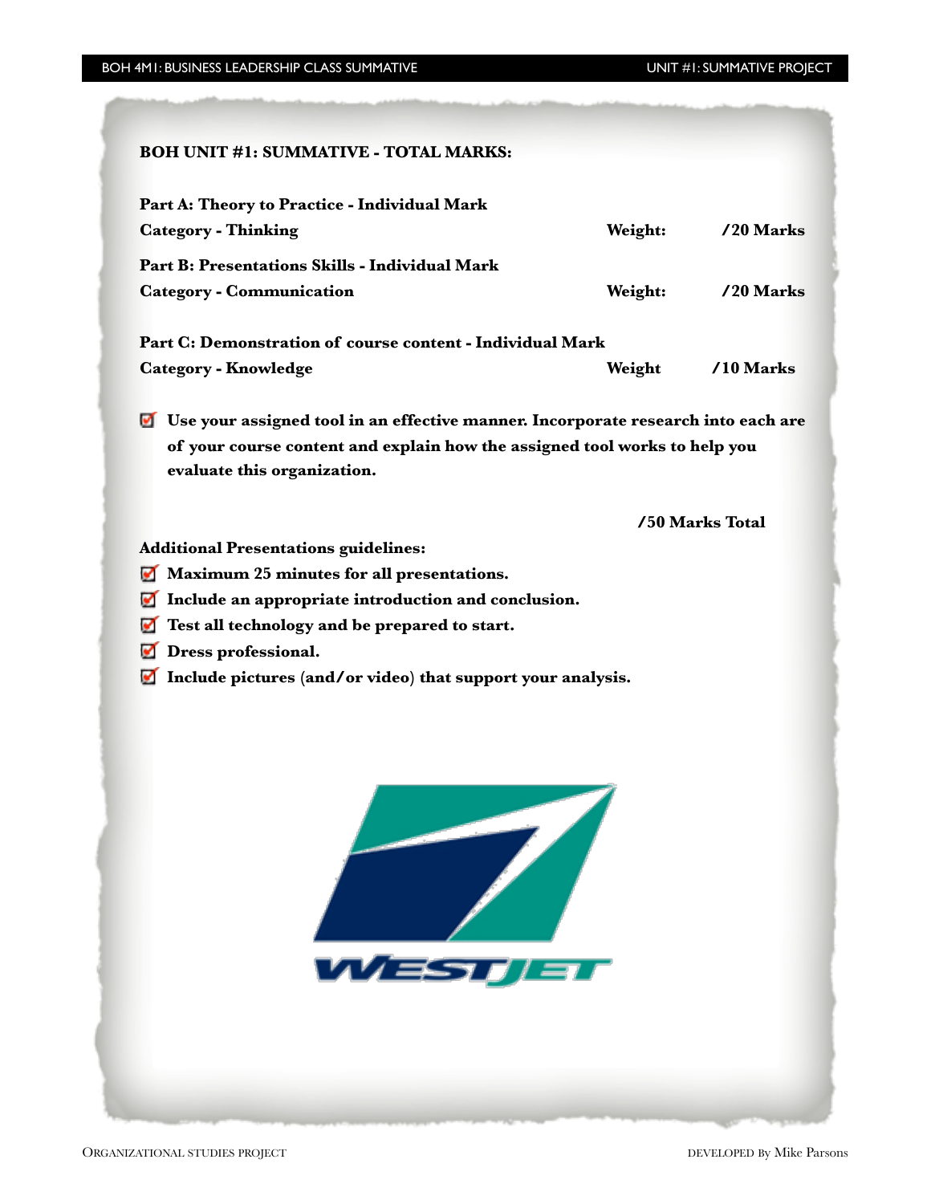**BOH UNIT #1: SUMMATIVE - TOTAL MARKS:**

**Part A: Theory to Practice - Individual Mark**
**Category - Thinking** — **Weight: /20 Marks**

**Part B: Presentations Skills - Individual Mark**
**Category - Communication** — **Weight: /20 Marks**

**Part C: Demonstration of course content - Individual Mark**
**Category - Knowledge** — **Weight /10 Marks**

- ☑ **Use your assigned tool in an effective manner. Incorporate research into each are of your course content and explain how the assigned tool works to help you evaluate this organization.**

**/50 Marks Total**

**Additional Presentations guidelines:**

- ☑ **Maximum 25 minutes for all presentations.**
- ☑ **Include an appropriate introduction and conclusion.**
- ☑ **Test all technology and be prepared to start.**
- ☑ **Dress professional.**
- ☑ **Include pictures (and/or video) that support your analysis.**

WESTJET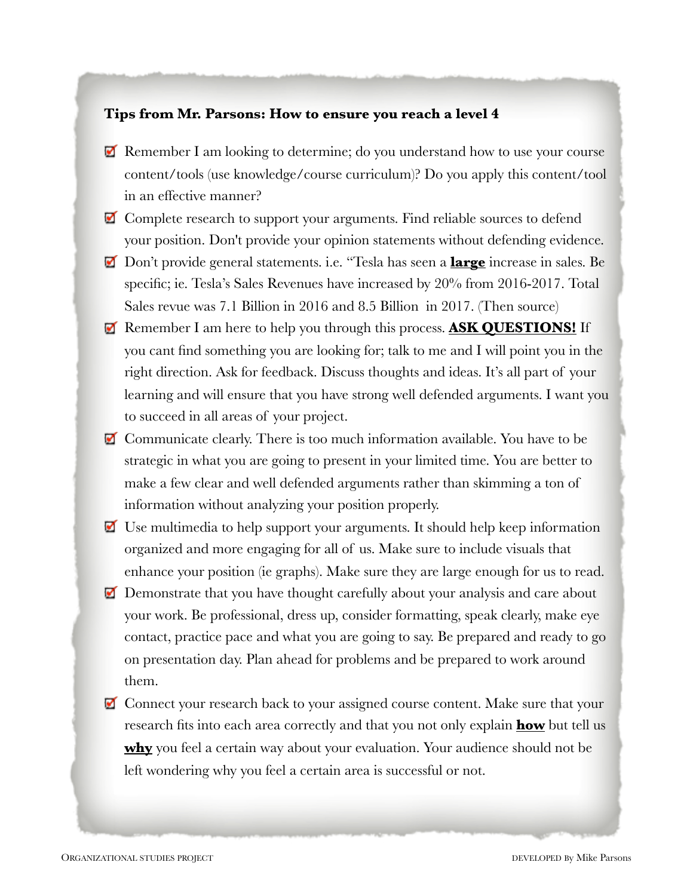**Tips from Mr. Parsons: How to ensure you reach a level 4**

- Remember I am looking to determine; do you understand how to use your course content/tools (use knowledge/course curriculum)? Do you apply this content/tool in an effective manner?
- Complete research to support your arguments. Find reliable sources to defend your position. Don't provide your opinion statements without defending evidence.
- Don't provide general statements. i.e. "Tesla has seen a **large** increase in sales. Be specific; ie. Tesla's Sales Revenues have increased by 20% from 2016-2017. Total Sales revue was 7.1 Billion in 2016 and 8.5 Billion in 2017. (Then source)
- Remember I am here to help you through this process. **ASK QUESTIONS!** If you cant find something you are looking for; talk to me and I will point you in the right direction. Ask for feedback. Discuss thoughts and ideas. It's all part of your learning and will ensure that you have strong well defended arguments. I want you to succeed in all areas of your project.
- Communicate clearly. There is too much information available. You have to be strategic in what you are going to present in your limited time. You are better to make a few clear and well defended arguments rather than skimming a ton of information without analyzing your position properly.
- Use multimedia to help support your arguments. It should help keep information organized and more engaging for all of us. Make sure to include visuals that enhance your position (ie graphs). Make sure they are large enough for us to read.
- Demonstrate that you have thought carefully about your analysis and care about your work. Be professional, dress up, consider formatting, speak clearly, make eye contact, practice pace and what you are going to say. Be prepared and ready to go on presentation day. Plan ahead for problems and be prepared to work around them.
- Connect your research back to your assigned course content. Make sure that your research fits into each area correctly and that you not only explain **how** but tell us **why** you feel a certain way about your evaluation. Your audience should not be left wondering why you feel a certain area is successful or not.